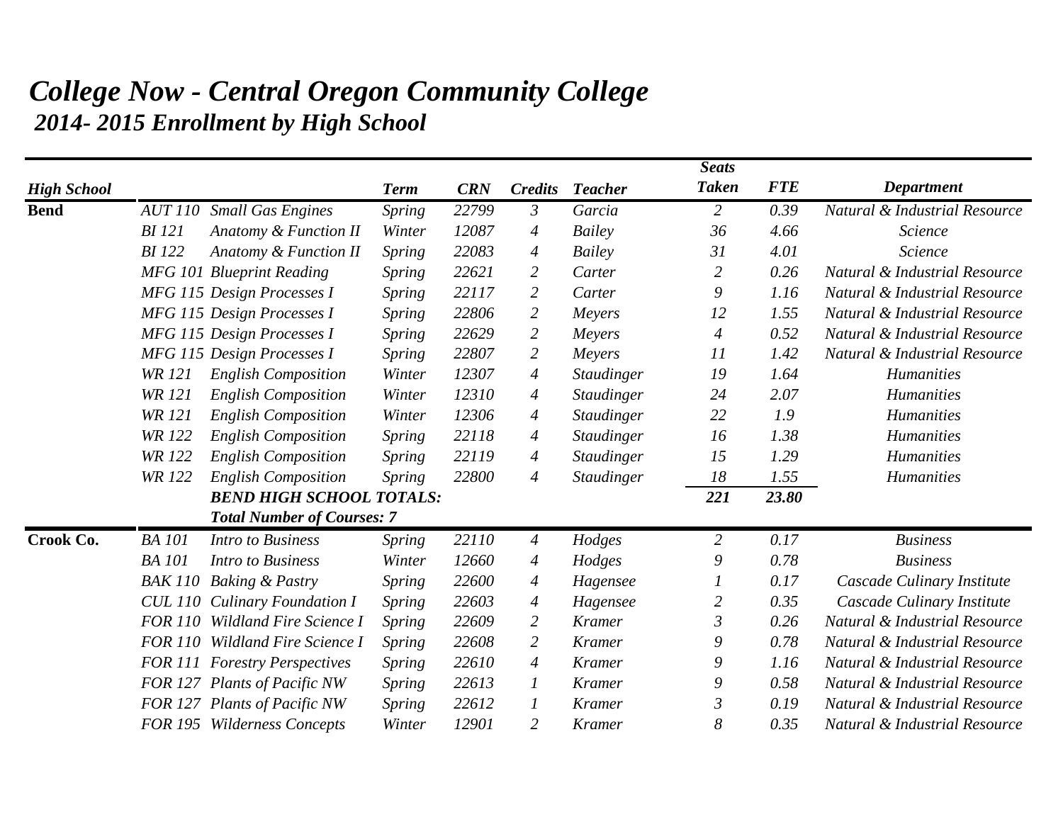# *College Now - Central Oregon Community College*

## *2014- 2015 Enrollment by High School*

| High School | | | Term | CRN | Credits | Teacher | Seats Taken | FTE | Department |
|---|---|---|---|---|---|---|---|---|---|
| **Bend** | *AUT 110* | *Small Gas Engines* | *Spring* | *22799* | *3* | *Garcia* | *2* | *0.39* | *Natural & Industrial Resource* |
| | *BI 121* | *Anatomy & Function II* | *Winter* | *12087* | *4* | *Bailey* | *36* | *4.66* | *Science* |
| | *BI 122* | *Anatomy & Function II* | *Spring* | *22083* | *4* | *Bailey* | *31* | *4.01* | *Science* |
| | *MFG 101* | *Blueprint Reading* | *Spring* | *22621* | *2* | *Carter* | *2* | *0.26* | *Natural & Industrial Resource* |
| | *MFG 115* | *Design Processes I* | *Spring* | *22117* | *2* | *Carter* | *9* | *1.16* | *Natural & Industrial Resource* |
| | *MFG 115* | *Design Processes I* | *Spring* | *22806* | *2* | *Meyers* | *12* | *1.55* | *Natural & Industrial Resource* |
| | *MFG 115* | *Design Processes I* | *Spring* | *22629* | *2* | *Meyers* | *4* | *0.52* | *Natural & Industrial Resource* |
| | *MFG 115* | *Design Processes I* | *Spring* | *22807* | *2* | *Meyers* | *11* | *1.42* | *Natural & Industrial Resource* |
| | *WR 121* | *English Composition* | *Winter* | *12307* | *4* | *Staudinger* | *19* | *1.64* | *Humanities* |
| | *WR 121* | *English Composition* | *Winter* | *12310* | *4* | *Staudinger* | *24* | *2.07* | *Humanities* |
| | *WR 121* | *English Composition* | *Winter* | *12306* | *4* | *Staudinger* | *22* | *1.9* | *Humanities* |
| | *WR 122* | *English Composition* | *Spring* | *22118* | *4* | *Staudinger* | *16* | *1.38* | *Humanities* |
| | *WR 122* | *English Composition* | *Spring* | *22119* | *4* | *Staudinger* | *15* | *1.29* | *Humanities* |
| | *WR 122* | *English Composition* | *Spring* | *22800* | *4* | *Staudinger* | *18* | *1.55* | *Humanities* |
| | | ***BEND HIGH SCHOOL TOTALS:*** | | | | | ***221*** | ***23.80*** | |
| | | ***Total Number of Courses: 7*** | | | | | | | |
| **Crook Co.** | *BA 101* | *Intro to Business* | *Spring* | *22110* | *4* | *Hodges* | *2* | *0.17* | *Business* |
| | *BA 101* | *Intro to Business* | *Winter* | *12660* | *4* | *Hodges* | *9* | *0.78* | *Business* |
| | *BAK 110* | *Baking & Pastry* | *Spring* | *22600* | *4* | *Hagensee* | *1* | *0.17* | *Cascade Culinary Institute* |
| | *CUL 110* | *Culinary Foundation I* | *Spring* | *22603* | *4* | *Hagensee* | *2* | *0.35* | *Cascade Culinary Institute* |
| | *FOR 110* | *Wildland Fire Science I* | *Spring* | *22609* | *2* | *Kramer* | *3* | *0.26* | *Natural & Industrial Resource* |
| | *FOR 110* | *Wildland Fire Science I* | *Spring* | *22608* | *2* | *Kramer* | *9* | *0.78* | *Natural & Industrial Resource* |
| | *FOR 111* | *Forestry Perspectives* | *Spring* | *22610* | *4* | *Kramer* | *9* | *1.16* | *Natural & Industrial Resource* |
| | *FOR 127* | *Plants of Pacific NW* | *Spring* | *22613* | *1* | *Kramer* | *9* | *0.58* | *Natural & Industrial Resource* |
| | *FOR 127* | *Plants of Pacific NW* | *Spring* | *22612* | *1* | *Kramer* | *3* | *0.19* | *Natural & Industrial Resource* |
| | *FOR 195* | *Wilderness Concepts* | *Winter* | *12901* | *2* | *Kramer* | *8* | *0.35* | *Natural & Industrial Resource* |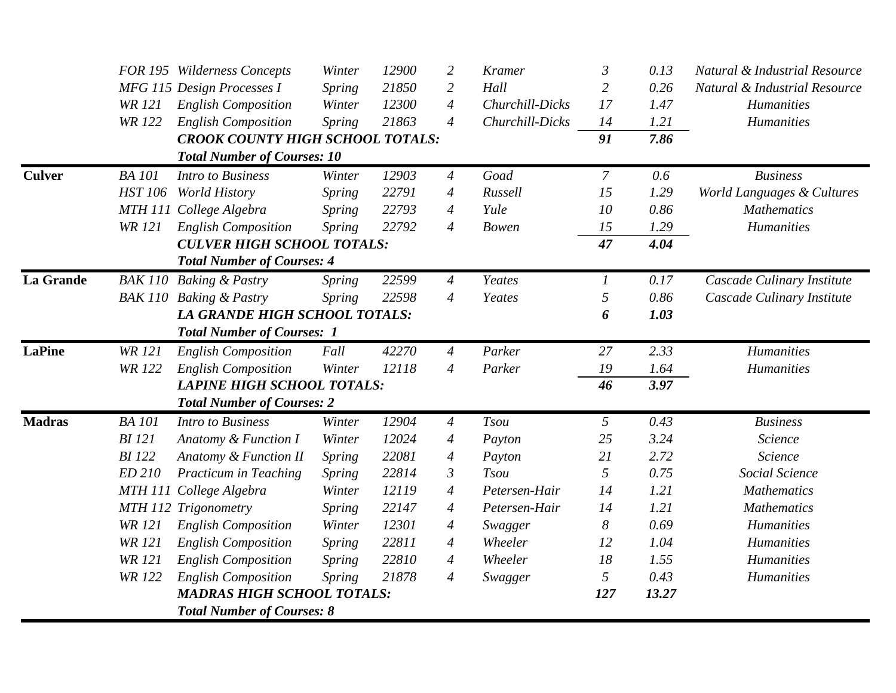| | | | | | | | | | |
|---|---|---|---|---|---|---|---|---|---|
| | FOR 195 | Wilderness Concepts | Winter | 12900 | 2 | Kramer | 3 | 0.13 | Natural & Industrial Resource |
| | MFG 115 | Design Processes I | Spring | 21850 | 2 | Hall | 2 | 0.26 | Natural & Industrial Resource |
| | WR 121 | English Composition | Winter | 12300 | 4 | Churchill-Dicks | 17 | 1.47 | Humanities |
| | WR 122 | English Composition | Spring | 21863 | 4 | Churchill-Dicks | 14 | 1.21 | Humanities |
| | | **CROOK COUNTY HIGH SCHOOL TOTALS:** | | | | | **91** | **7.86** | |
| | | **Total Number of Courses: 10** | | | | | | | |
| **Culver** | BA 101 | Intro to Business | Winter | 12903 | 4 | Goad | 7 | 0.6 | Business |
| | HST 106 | World History | Spring | 22791 | 4 | Russell | 15 | 1.29 | World Languages & Cultures |
| | MTH 111 | College Algebra | Spring | 22793 | 4 | Yule | 10 | 0.86 | Mathematics |
| | WR 121 | English Composition | Spring | 22792 | 4 | Bowen | 15 | 1.29 | Humanities |
| | | **CULVER HIGH SCHOOL TOTALS:** | | | | | **47** | **4.04** | |
| | | **Total Number of Courses: 4** | | | | | | | |
| **La Grande** | BAK 110 | Baking & Pastry | Spring | 22599 | 4 | Yeates | 1 | 0.17 | Cascade Culinary Institute |
| | BAK 110 | Baking & Pastry | Spring | 22598 | 4 | Yeates | 5 | 0.86 | Cascade Culinary Institute |
| | | **LA GRANDE HIGH SCHOOL TOTALS:** | | | | | **6** | **1.03** | |
| | | **Total Number of Courses: 1** | | | | | | | |
| **LaPine** | WR 121 | English Composition | Fall | 42270 | 4 | Parker | 27 | 2.33 | Humanities |
| | WR 122 | English Composition | Winter | 12118 | 4 | Parker | 19 | 1.64 | Humanities |
| | | **LAPINE HIGH SCHOOL TOTALS:** | | | | | **46** | **3.97** | |
| | | **Total Number of Courses: 2** | | | | | | | |
| **Madras** | BA 101 | Intro to Business | Winter | 12904 | 4 | Tsou | 5 | 0.43 | Business |
| | BI 121 | Anatomy & Function I | Winter | 12024 | 4 | Payton | 25 | 3.24 | Science |
| | BI 122 | Anatomy & Function II | Spring | 22081 | 4 | Payton | 21 | 2.72 | Science |
| | ED 210 | Practicum in Teaching | Spring | 22814 | 3 | Tsou | 5 | 0.75 | Social Science |
| | MTH 111 | College Algebra | Winter | 12119 | 4 | Petersen-Hair | 14 | 1.21 | Mathematics |
| | MTH 112 | Trigonometry | Spring | 22147 | 4 | Petersen-Hair | 14 | 1.21 | Mathematics |
| | WR 121 | English Composition | Winter | 12301 | 4 | Swagger | 8 | 0.69 | Humanities |
| | WR 121 | English Composition | Spring | 22811 | 4 | Wheeler | 12 | 1.04 | Humanities |
| | WR 121 | English Composition | Spring | 22810 | 4 | Wheeler | 18 | 1.55 | Humanities |
| | WR 122 | English Composition | Spring | 21878 | 4 | Swagger | 5 | 0.43 | Humanities |
| | | **MADRAS HIGH SCHOOL TOTALS:** | | | | | **127** | **13.27** | |
| | | **Total Number of Courses: 8** | | | | | | | |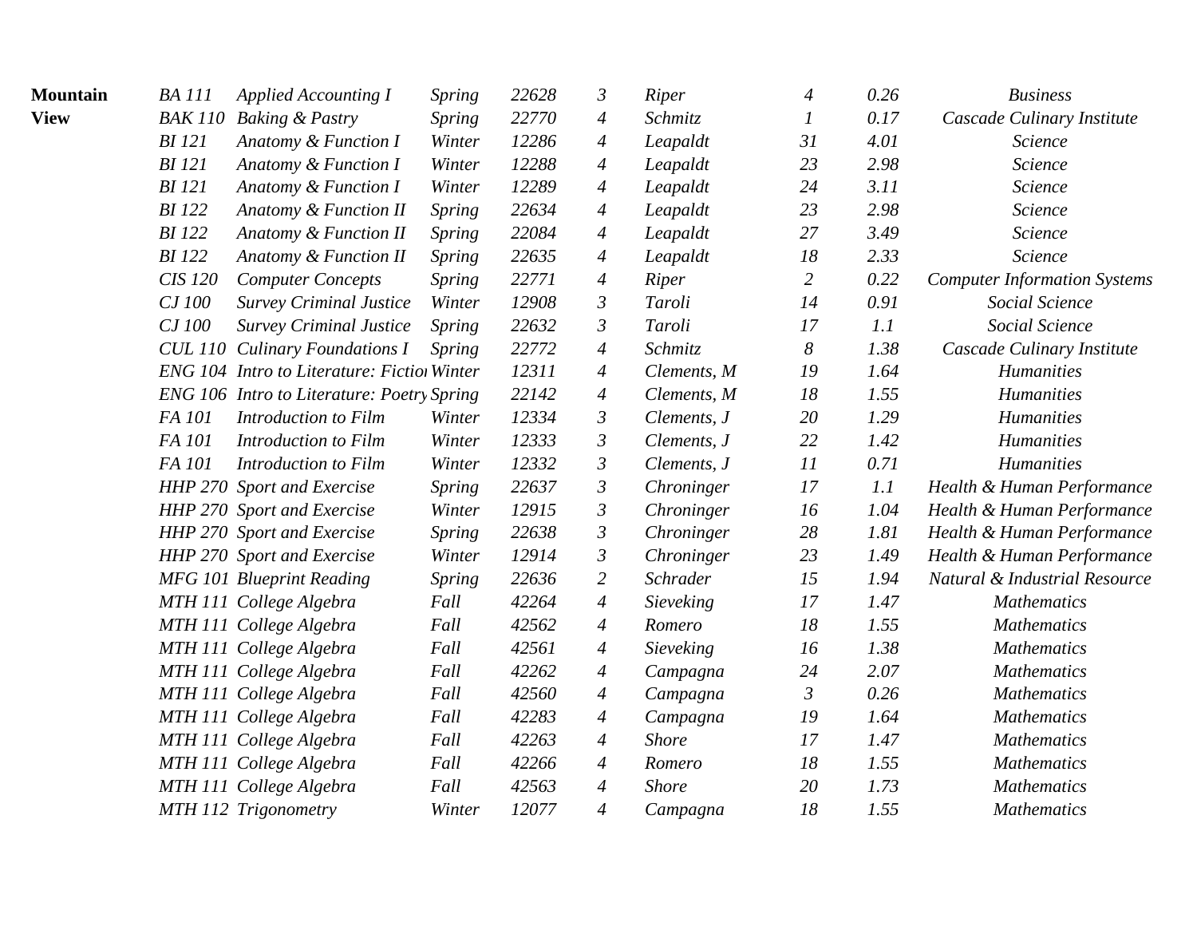| | | | | | | | | | |
|---|---|---|---|---|---|---|---|---|---|
| **Mountain View** | *BA 111* | *Applied Accounting I* | *Spring* | *22628* | *3* | *Riper* | *4* | *0.26* | *Business* |
| | *BAK 110* | *Baking & Pastry* | *Spring* | *22770* | *4* | *Schmitz* | *1* | *0.17* | *Cascade Culinary Institute* |
| | *BI 121* | *Anatomy & Function I* | *Winter* | *12286* | *4* | *Leapaldt* | *31* | *4.01* | *Science* |
| | *BI 121* | *Anatomy & Function I* | *Winter* | *12288* | *4* | *Leapaldt* | *23* | *2.98* | *Science* |
| | *BI 121* | *Anatomy & Function I* | *Winter* | *12289* | *4* | *Leapaldt* | *24* | *3.11* | *Science* |
| | *BI 122* | *Anatomy & Function II* | *Spring* | *22634* | *4* | *Leapaldt* | *23* | *2.98* | *Science* |
| | *BI 122* | *Anatomy & Function II* | *Spring* | *22084* | *4* | *Leapaldt* | *27* | *3.49* | *Science* |
| | *BI 122* | *Anatomy & Function II* | *Spring* | *22635* | *4* | *Leapaldt* | *18* | *2.33* | *Science* |
| | *CIS 120* | *Computer Concepts* | *Spring* | *22771* | *4* | *Riper* | *2* | *0.22* | *Computer Information Systems* |
| | *CJ 100* | *Survey Criminal Justice* | *Winter* | *12908* | *3* | *Taroli* | *14* | *0.91* | *Social Science* |
| | *CJ 100* | *Survey Criminal Justice* | *Spring* | *22632* | *3* | *Taroli* | *17* | *1.1* | *Social Science* |
| | *CUL 110* | *Culinary Foundations I* | *Spring* | *22772* | *4* | *Schmitz* | *8* | *1.38* | *Cascade Culinary Institute* |
| | *ENG 104* | *Intro to Literature: Fictio* | *Winter* | *12311* | *4* | *Clements, M* | *19* | *1.64* | *Humanities* |
| | *ENG 106* | *Intro to Literature: Poetry* | *Spring* | *22142* | *4* | *Clements, M* | *18* | *1.55* | *Humanities* |
| | *FA 101* | *Introduction to Film* | *Winter* | *12334* | *3* | *Clements, J* | *20* | *1.29* | *Humanities* |
| | *FA 101* | *Introduction to Film* | *Winter* | *12333* | *3* | *Clements, J* | *22* | *1.42* | *Humanities* |
| | *FA 101* | *Introduction to Film* | *Winter* | *12332* | *3* | *Clements, J* | *11* | *0.71* | *Humanities* |
| | *HHP 270* | *Sport and Exercise* | *Spring* | *22637* | *3* | *Chroninger* | *17* | *1.1* | *Health & Human Performance* |
| | *HHP 270* | *Sport and Exercise* | *Winter* | *12915* | *3* | *Chroninger* | *16* | *1.04* | *Health & Human Performance* |
| | *HHP 270* | *Sport and Exercise* | *Spring* | *22638* | *3* | *Chroninger* | *28* | *1.81* | *Health & Human Performance* |
| | *HHP 270* | *Sport and Exercise* | *Winter* | *12914* | *3* | *Chroninger* | *23* | *1.49* | *Health & Human Performance* |
| | *MFG 101* | *Blueprint Reading* | *Spring* | *22636* | *2* | *Schrader* | *15* | *1.94* | *Natural & Industrial Resource* |
| | *MTH 111* | *College Algebra* | *Fall* | *42264* | *4* | *Sieveking* | *17* | *1.47* | *Mathematics* |
| | *MTH 111* | *College Algebra* | *Fall* | *42562* | *4* | *Romero* | *18* | *1.55* | *Mathematics* |
| | *MTH 111* | *College Algebra* | *Fall* | *42561* | *4* | *Sieveking* | *16* | *1.38* | *Mathematics* |
| | *MTH 111* | *College Algebra* | *Fall* | *42262* | *4* | *Campagna* | *24* | *2.07* | *Mathematics* |
| | *MTH 111* | *College Algebra* | *Fall* | *42560* | *4* | *Campagna* | *3* | *0.26* | *Mathematics* |
| | *MTH 111* | *College Algebra* | *Fall* | *42283* | *4* | *Campagna* | *19* | *1.64* | *Mathematics* |
| | *MTH 111* | *College Algebra* | *Fall* | *42263* | *4* | *Shore* | *17* | *1.47* | *Mathematics* |
| | *MTH 111* | *College Algebra* | *Fall* | *42266* | *4* | *Romero* | *18* | *1.55* | *Mathematics* |
| | *MTH 111* | *College Algebra* | *Fall* | *42563* | *4* | *Shore* | *20* | *1.73* | *Mathematics* |
| | *MTH 112* | *Trigonometry* | *Winter* | *12077* | *4* | *Campagna* | *18* | *1.55* | *Mathematics* |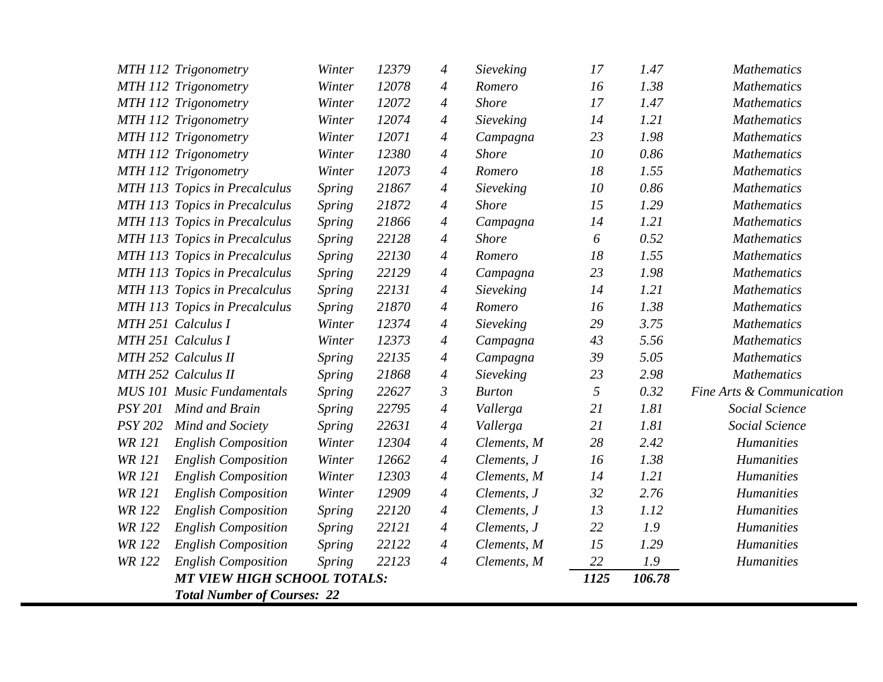| Course | Title | Term | CRN | Credits | Instructor | Enrollment | FTE | Discipline |
|---|---|---|---|---|---|---|---|---|
| *MTH 112* | *Trigonometry* | *Winter* | *12379* | *4* | *Sieveking* | *17* | *1.47* | *Mathematics* |
| *MTH 112* | *Trigonometry* | *Winter* | *12078* | *4* | *Romero* | *16* | *1.38* | *Mathematics* |
| *MTH 112* | *Trigonometry* | *Winter* | *12072* | *4* | *Shore* | *17* | *1.47* | *Mathematics* |
| *MTH 112* | *Trigonometry* | *Winter* | *12074* | *4* | *Sieveking* | *14* | *1.21* | *Mathematics* |
| *MTH 112* | *Trigonometry* | *Winter* | *12071* | *4* | *Campagna* | *23* | *1.98* | *Mathematics* |
| *MTH 112* | *Trigonometry* | *Winter* | *12380* | *4* | *Shore* | *10* | *0.86* | *Mathematics* |
| *MTH 112* | *Trigonometry* | *Winter* | *12073* | *4* | *Romero* | *18* | *1.55* | *Mathematics* |
| *MTH 113* | *Topics in Precalculus* | *Spring* | *21867* | *4* | *Sieveking* | *10* | *0.86* | *Mathematics* |
| *MTH 113* | *Topics in Precalculus* | *Spring* | *21872* | *4* | *Shore* | *15* | *1.29* | *Mathematics* |
| *MTH 113* | *Topics in Precalculus* | *Spring* | *21866* | *4* | *Campagna* | *14* | *1.21* | *Mathematics* |
| *MTH 113* | *Topics in Precalculus* | *Spring* | *22128* | *4* | *Shore* | *6* | *0.52* | *Mathematics* |
| *MTH 113* | *Topics in Precalculus* | *Spring* | *22130* | *4* | *Romero* | *18* | *1.55* | *Mathematics* |
| *MTH 113* | *Topics in Precalculus* | *Spring* | *22129* | *4* | *Campagna* | *23* | *1.98* | *Mathematics* |
| *MTH 113* | *Topics in Precalculus* | *Spring* | *22131* | *4* | *Sieveking* | *14* | *1.21* | *Mathematics* |
| *MTH 113* | *Topics in Precalculus* | *Spring* | *21870* | *4* | *Romero* | *16* | *1.38* | *Mathematics* |
| *MTH 251* | *Calculus I* | *Winter* | *12374* | *4* | *Sieveking* | *29* | *3.75* | *Mathematics* |
| *MTH 251* | *Calculus I* | *Winter* | *12373* | *4* | *Campagna* | *43* | *5.56* | *Mathematics* |
| *MTH 252* | *Calculus II* | *Spring* | *22135* | *4* | *Campagna* | *39* | *5.05* | *Mathematics* |
| *MTH 252* | *Calculus II* | *Spring* | *21868* | *4* | *Sieveking* | *23* | *2.98* | *Mathematics* |
| *MUS 101* | *Music Fundamentals* | *Spring* | *22627* | *3* | *Burton* | *5* | *0.32* | *Fine Arts & Communication* |
| *PSY 201* | *Mind and Brain* | *Spring* | *22795* | *4* | *Vallerga* | *21* | *1.81* | *Social Science* |
| *PSY 202* | *Mind and Society* | *Spring* | *22631* | *4* | *Vallerga* | *21* | *1.81* | *Social Science* |
| *WR 121* | *English Composition* | *Winter* | *12304* | *4* | *Clements, M* | *28* | *2.42* | *Humanities* |
| *WR 121* | *English Composition* | *Winter* | *12662* | *4* | *Clements, J* | *16* | *1.38* | *Humanities* |
| *WR 121* | *English Composition* | *Winter* | *12303* | *4* | *Clements, M* | *14* | *1.21* | *Humanities* |
| *WR 121* | *English Composition* | *Winter* | *12909* | *4* | *Clements, J* | *32* | *2.76* | *Humanities* |
| *WR 122* | *English Composition* | *Spring* | *22120* | *4* | *Clements, J* | *13* | *1.12* | *Humanities* |
| *WR 122* | *English Composition* | *Spring* | *22121* | *4* | *Clements, J* | *22* | *1.9* | *Humanities* |
| *WR 122* | *English Composition* | *Spring* | *22122* | *4* | *Clements, M* | *15* | *1.29* | *Humanities* |
| *WR 122* | *English Composition* | *Spring* | *22123* | *4* | *Clements, M* | *22* | *1.9* | *Humanities* |
| | ***MT VIEW HIGH SCHOOL TOTALS:*** | | | | | ***1125*** | ***106.78*** | |
| | ***Total Number of Courses: 22*** | | | | | | | |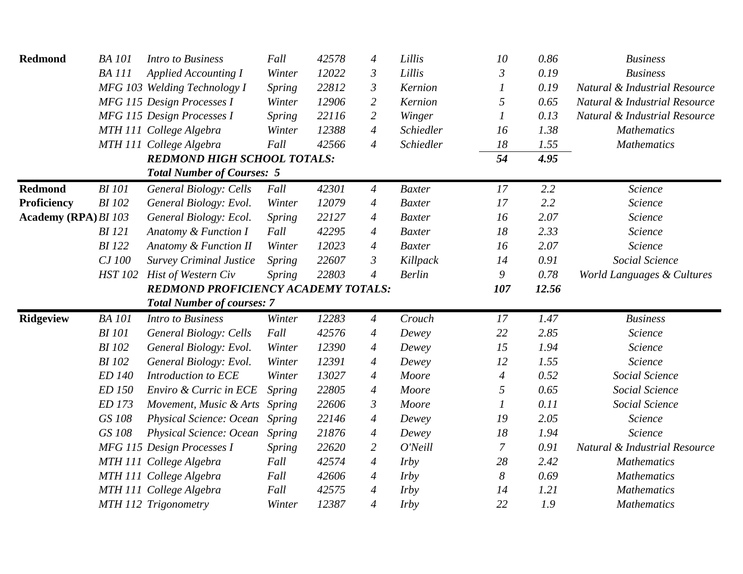| | | | | | | | | | |
|---|---|---|---|---|---|---|---|---|---|
| **Redmond** | *BA 101* | *Intro to Business* | *Fall* | *42578* | *4* | *Lillis* | *10* | *0.86* | *Business* |
| | *BA 111* | *Applied Accounting I* | *Winter* | *12022* | *3* | *Lillis* | *3* | *0.19* | *Business* |
| | *MFG 103* | *Welding Technology I* | *Spring* | *22812* | *3* | *Kernion* | *1* | *0.19* | *Natural & Industrial Resource* |
| | *MFG 115* | *Design Processes I* | *Winter* | *12906* | *2* | *Kernion* | *5* | *0.65* | *Natural & Industrial Resource* |
| | *MFG 115* | *Design Processes I* | *Spring* | *22116* | *2* | *Winger* | *1* | *0.13* | *Natural & Industrial Resource* |
| | *MTH 111* | *College Algebra* | *Winter* | *12388* | *4* | *Schiedler* | *16* | *1.38* | *Mathematics* |
| | *MTH 111* | *College Algebra* | *Fall* | *42566* | *4* | *Schiedler* | *18* | *1.55* | *Mathematics* |
| | | ***REDMOND HIGH SCHOOL TOTALS:*** | | | | | ***54*** | ***4.95*** | |
| | | ***Total Number of Courses: 5*** | | | | | | | |
| **Redmond Proficiency Academy (RPA)** | *BI 101* | *General Biology: Cells* | *Fall* | *42301* | *4* | *Baxter* | *17* | *2.2* | *Science* |
| | *BI 102* | *General Biology: Evol.* | *Winter* | *12079* | *4* | *Baxter* | *17* | *2.2* | *Science* |
| | *BI 103* | *General Biology: Ecol.* | *Spring* | *22127* | *4* | *Baxter* | *16* | *2.07* | *Science* |
| | *BI 121* | *Anatomy & Function I* | *Fall* | *42295* | *4* | *Baxter* | *18* | *2.33* | *Science* |
| | *BI 122* | *Anatomy & Function II* | *Winter* | *12023* | *4* | *Baxter* | *16* | *2.07* | *Science* |
| | *CJ 100* | *Survey Criminal Justice* | *Spring* | *22607* | *3* | *Killpack* | *14* | *0.91* | *Social Science* |
| | *HST 102* | *Hist of Western Civ* | *Spring* | *22803* | *4* | *Berlin* | *9* | *0.78* | *World Languages & Cultures* |
| | | ***REDMOND PROFICIENCY ACADEMY TOTALS:*** | | | | | ***107*** | ***12.56*** | |
| | | ***Total Number of courses: 7*** | | | | | | | |
| **Ridgeview** | *BA 101* | *Intro to Business* | *Winter* | *12283* | *4* | *Crouch* | *17* | *1.47* | *Business* |
| | *BI 101* | *General Biology: Cells* | *Fall* | *42576* | *4* | *Dewey* | *22* | *2.85* | *Science* |
| | *BI 102* | *General Biology: Evol.* | *Winter* | *12390* | *4* | *Dewey* | *15* | *1.94* | *Science* |
| | *BI 102* | *General Biology: Evol.* | *Winter* | *12391* | *4* | *Dewey* | *12* | *1.55* | *Science* |
| | *ED 140* | *Introduction to ECE* | *Winter* | *13027* | *4* | *Moore* | *4* | *0.52* | *Social Science* |
| | *ED 150* | *Enviro & Curric in ECE* | *Spring* | *22805* | *4* | *Moore* | *5* | *0.65* | *Social Science* |
| | *ED 173* | *Movement, Music & Arts* | *Spring* | *22606* | *3* | *Moore* | *1* | *0.11* | *Social Science* |
| | *GS 108* | *Physical Science: Ocean* | *Spring* | *22146* | *4* | *Dewey* | *19* | *2.05* | *Science* |
| | *GS 108* | *Physical Science: Ocean* | *Spring* | *21876* | *4* | *Dewey* | *18* | *1.94* | *Science* |
| | *MFG 115* | *Design Processes I* | *Spring* | *22620* | *2* | *O'Neill* | *7* | *0.91* | *Natural & Industrial Resource* |
| | *MTH 111* | *College Algebra* | *Fall* | *42574* | *4* | *Irby* | *28* | *2.42* | *Mathematics* |
| | *MTH 111* | *College Algebra* | *Fall* | *42606* | *4* | *Irby* | *8* | *0.69* | *Mathematics* |
| | *MTH 111* | *College Algebra* | *Fall* | *42575* | *4* | *Irby* | *14* | *1.21* | *Mathematics* |
| | *MTH 112* | *Trigonometry* | *Winter* | *12387* | *4* | *Irby* | *22* | *1.9* | *Mathematics* |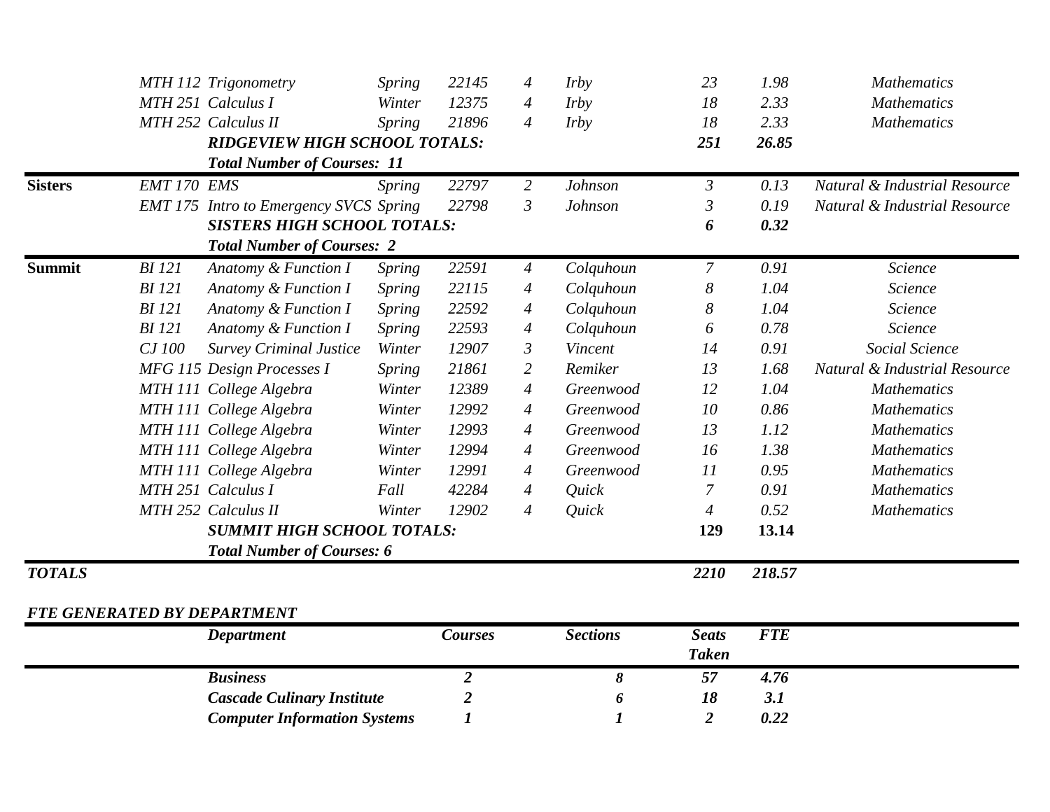| | | | | | | | | | |
|---|---|---|---|---|---|---|---|---|---|
| | *MTH 112* | *Trigonometry* | *Spring* | *22145* | *4* | *Irby* | *23* | *1.98* | *Mathematics* |
| | *MTH 251* | *Calculus I* | *Winter* | *12375* | *4* | *Irby* | *18* | *2.33* | *Mathematics* |
| | *MTH 252* | *Calculus II* | *Spring* | *21896* | *4* | *Irby* | *18* | *2.33* | *Mathematics* |
| | | ***RIDGEVIEW HIGH SCHOOL TOTALS:*** | | | | | ***251*** | ***26.85*** | |
| | | ***Total Number of Courses: 11*** | | | | | | | |
| **Sisters** | *EMT 170* | *EMS* | *Spring* | *22797* | *2* | *Johnson* | *3* | *0.13* | *Natural & Industrial Resource* |
| | *EMT 175* | *Intro to Emergency SVCS* | *Spring* | *22798* | *3* | *Johnson* | *3* | *0.19* | *Natural & Industrial Resource* |
| | | ***SISTERS HIGH SCHOOL TOTALS:*** | | | | | ***6*** | ***0.32*** | |
| | | ***Total Number of Courses: 2*** | | | | | | | |
| **Summit** | *BI 121* | *Anatomy & Function I* | *Spring* | *22591* | *4* | *Colquhoun* | *7* | *0.91* | *Science* |
| | *BI 121* | *Anatomy & Function I* | *Spring* | *22115* | *4* | *Colquhoun* | *8* | *1.04* | *Science* |
| | *BI 121* | *Anatomy & Function I* | *Spring* | *22592* | *4* | *Colquhoun* | *8* | *1.04* | *Science* |
| | *BI 121* | *Anatomy & Function I* | *Spring* | *22593* | *4* | *Colquhoun* | *6* | *0.78* | *Science* |
| | *CJ 100* | *Survey Criminal Justice* | *Winter* | *12907* | *3* | *Vincent* | *14* | *0.91* | *Social Science* |
| | *MFG 115* | *Design Processes I* | *Spring* | *21861* | *2* | *Remiker* | *13* | *1.68* | *Natural & Industrial Resource* |
| | *MTH 111* | *College Algebra* | *Winter* | *12389* | *4* | *Greenwood* | *12* | *1.04* | *Mathematics* |
| | *MTH 111* | *College Algebra* | *Winter* | *12992* | *4* | *Greenwood* | *10* | *0.86* | *Mathematics* |
| | *MTH 111* | *College Algebra* | *Winter* | *12993* | *4* | *Greenwood* | *13* | *1.12* | *Mathematics* |
| | *MTH 111* | *College Algebra* | *Winter* | *12994* | *4* | *Greenwood* | *16* | *1.38* | *Mathematics* |
| | *MTH 111* | *College Algebra* | *Winter* | *12991* | *4* | *Greenwood* | *11* | *0.95* | *Mathematics* |
| | *MTH 251* | *Calculus I* | *Fall* | *42284* | *4* | *Quick* | *7* | *0.91* | *Mathematics* |
| | *MTH 252* | *Calculus II* | *Winter* | *12902* | *4* | *Quick* | *4* | *0.52* | *Mathematics* |
| | | ***SUMMIT HIGH SCHOOL TOTALS:*** | | | | | **129** | **13.14** | |
| | | ***Total Number of Courses: 6*** | | | | | | | |
| ***TOTALS*** | | | | | | | ***2210*** | ***218.57*** | |

***FTE GENERATED BY DEPARTMENT***

| *Department* | *Courses* | *Sections* | *Seats Taken* | *FTE* |
|---|---|---|---|---|
| ***Business*** | ***2*** | ***8*** | ***57*** | ***4.76*** |
| ***Cascade Culinary Institute*** | ***2*** | ***6*** | ***18*** | ***3.1*** |
| ***Computer Information Systems*** | ***1*** | ***1*** | ***2*** | ***0.22*** |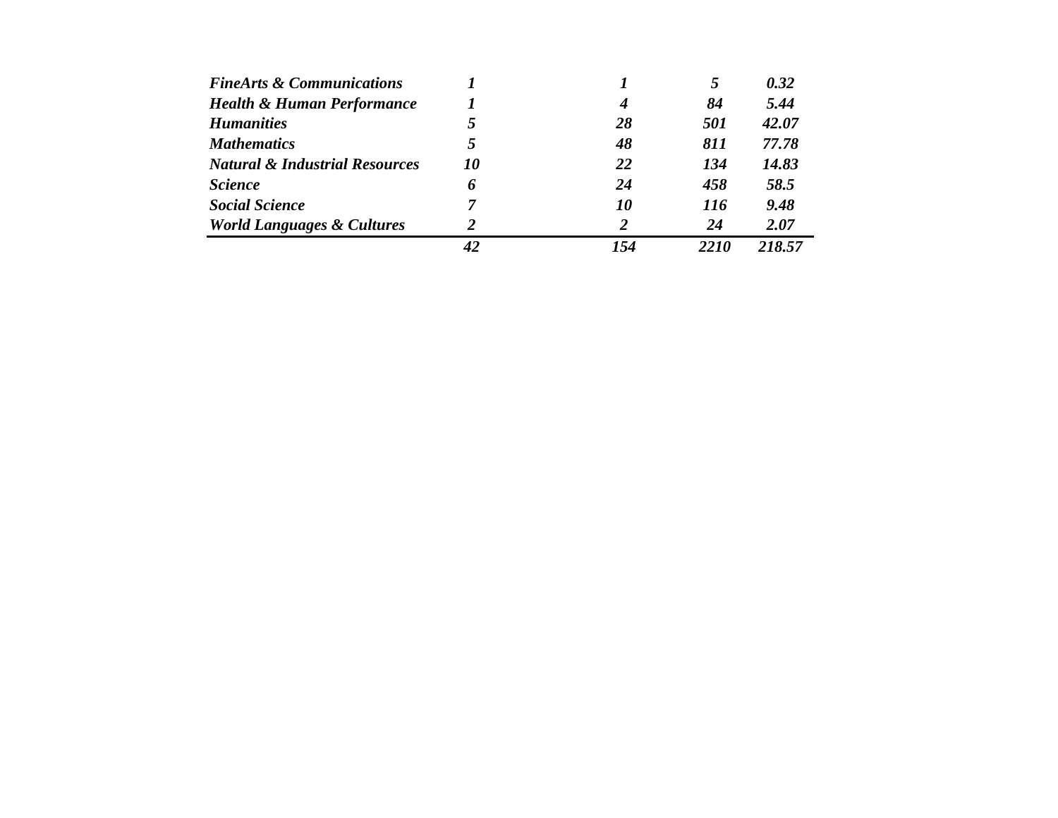| | | | | |
|---|---|---|---|---|
| ***FineArts & Communications*** | ***1*** | ***1*** | ***5*** | ***0.32*** |
| ***Health & Human Performance*** | ***1*** | ***4*** | ***84*** | ***5.44*** |
| ***Humanities*** | ***5*** | ***28*** | ***501*** | ***42.07*** |
| ***Mathematics*** | ***5*** | ***48*** | ***811*** | ***77.78*** |
| ***Natural & Industrial Resources*** | ***10*** | ***22*** | ***134*** | ***14.83*** |
| ***Science*** | ***6*** | ***24*** | ***458*** | ***58.5*** |
| ***Social Science*** | ***7*** | ***10*** | ***116*** | ***9.48*** |
| ***World Languages & Cultures*** | ***2*** | ***2*** | ***24*** | ***2.07*** |
| | ***42*** | ***154*** | ***2210*** | ***218.57*** |